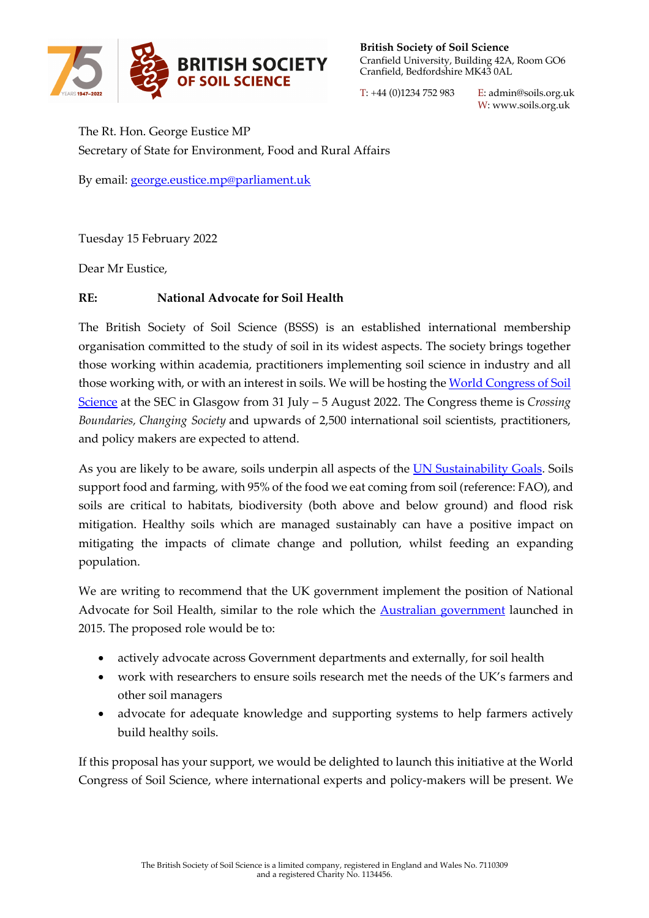**British Society of Soil Science**
Cranfield University, Building 42A, Room GO6
Cranfield, Bedfordshire MK43 0AL

T: +44 (0)1234 752 983
E: admin@soils.org.uk
W: www.soils.org.uk

The Rt. Hon. George Eustice MP
Secretary of State for Environment, Food and Rural Affairs

By email: george.eustice.mp@parliament.uk

Tuesday 15 February 2022

Dear Mr Eustice,

**RE: National Advocate for Soil Health**

The British Society of Soil Science (BSSS) is an established international membership organisation committed to the study of soil in its widest aspects. The society brings together those working within academia, practitioners implementing soil science in industry and all those working with, or with an interest in soils. We will be hosting the World Congress of Soil Science at the SEC in Glasgow from 31 July – 5 August 2022. The Congress theme is *Crossing Boundaries, Changing Society* and upwards of 2,500 international soil scientists, practitioners, and policy makers are expected to attend.

As you are likely to be aware, soils underpin all aspects of the UN Sustainability Goals. Soils support food and farming, with 95% of the food we eat coming from soil (reference: FAO), and soils are critical to habitats, biodiversity (both above and below ground) and flood risk mitigation. Healthy soils which are managed sustainably can have a positive impact on mitigating the impacts of climate change and pollution, whilst feeding an expanding population.

We are writing to recommend that the UK government implement the position of National Advocate for Soil Health, similar to the role which the Australian government launched in 2015. The proposed role would be to:

- actively advocate across Government departments and externally, for soil health
- work with researchers to ensure soils research met the needs of the UK's farmers and other soil managers
- advocate for adequate knowledge and supporting systems to help farmers actively build healthy soils.

If this proposal has your support, we would be delighted to launch this initiative at the World Congress of Soil Science, where international experts and policy-makers will be present. We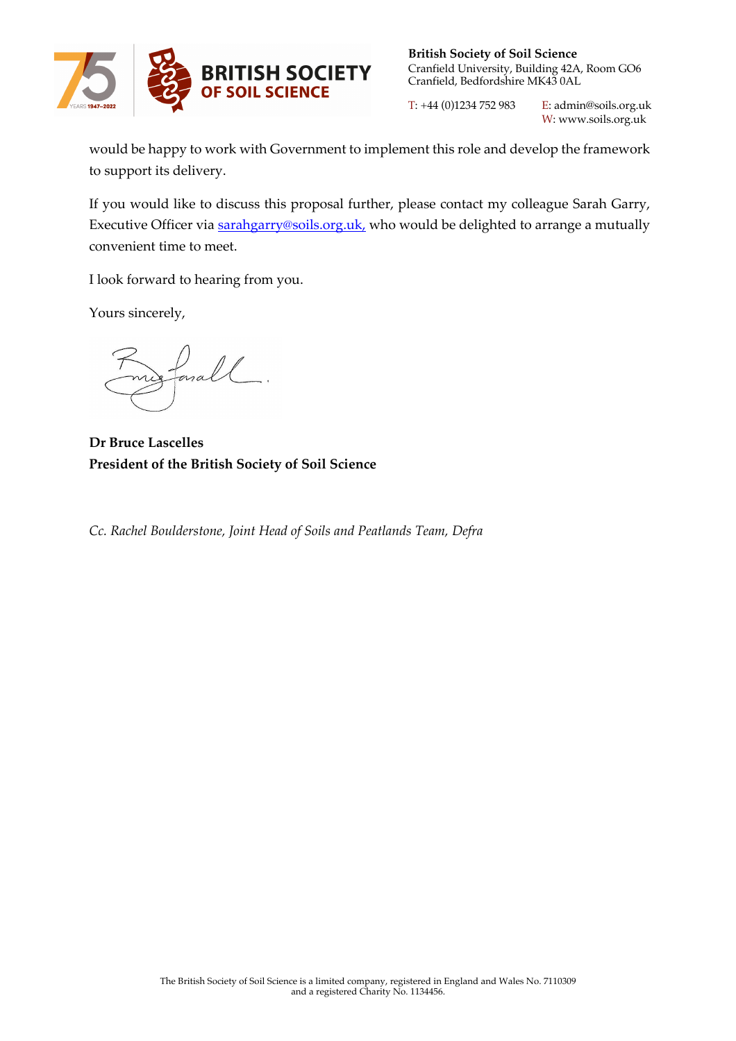would be happy to work with Government to implement this role and develop the framework to support its delivery.

If you would like to discuss this proposal further, please contact my colleague Sarah Garry, Executive Officer via sarahgarry@soils.org.uk, who would be delighted to arrange a mutually convenient time to meet.

I look forward to hearing from you.

Yours sincerely,

**Dr Bruce Lascelles**
**President of the British Society of Soil Science**

*Cc. Rachel Boulderstone, Joint Head of Soils and Peatlands Team, Defra*